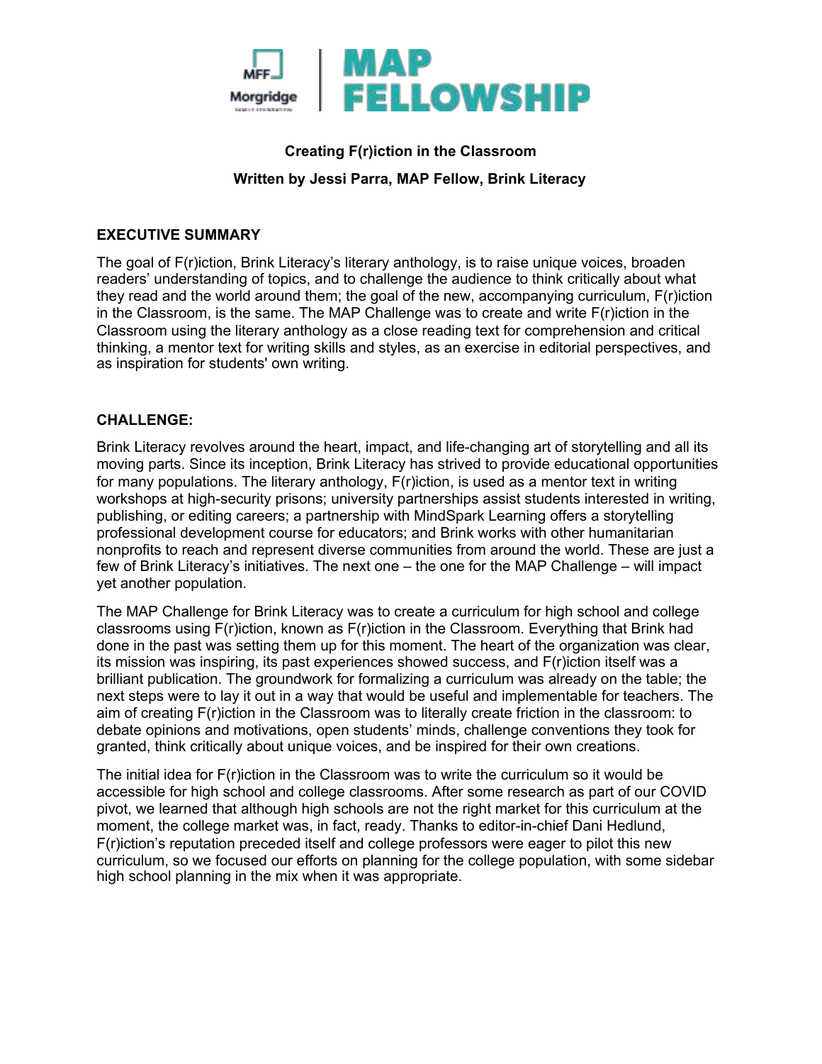MFF Morgridge | MAP FELLOWSHIP

**Creating F(r)iction in the Classroom**

**Written by Jessi Parra, MAP Fellow, Brink Literacy**

## EXECUTIVE SUMMARY

The goal of F(r)iction, Brink Literacy's literary anthology, is to raise unique voices, broaden readers' understanding of topics, and to challenge the audience to think critically about what they read and the world around them; the goal of the new, accompanying curriculum, F(r)iction in the Classroom, is the same. The MAP Challenge was to create and write F(r)iction in the Classroom using the literary anthology as a close reading text for comprehension and critical thinking, a mentor text for writing skills and styles, as an exercise in editorial perspectives, and as inspiration for students' own writing.

## CHALLENGE:

Brink Literacy revolves around the heart, impact, and life-changing art of storytelling and all its moving parts. Since its inception, Brink Literacy has strived to provide educational opportunities for many populations. The literary anthology, F(r)iction, is used as a mentor text in writing workshops at high-security prisons; university partnerships assist students interested in writing, publishing, or editing careers; a partnership with MindSpark Learning offers a storytelling professional development course for educators; and Brink works with other humanitarian nonprofits to reach and represent diverse communities from around the world. These are just a few of Brink Literacy's initiatives. The next one – the one for the MAP Challenge – will impact yet another population.

The MAP Challenge for Brink Literacy was to create a curriculum for high school and college classrooms using F(r)iction, known as F(r)iction in the Classroom. Everything that Brink had done in the past was setting them up for this moment. The heart of the organization was clear, its mission was inspiring, its past experiences showed success, and F(r)iction itself was a brilliant publication. The groundwork for formalizing a curriculum was already on the table; the next steps were to lay it out in a way that would be useful and implementable for teachers. The aim of creating F(r)iction in the Classroom was to literally create friction in the classroom: to debate opinions and motivations, open students' minds, challenge conventions they took for granted, think critically about unique voices, and be inspired for their own creations.

The initial idea for F(r)iction in the Classroom was to write the curriculum so it would be accessible for high school and college classrooms. After some research as part of our COVID pivot, we learned that although high schools are not the right market for this curriculum at the moment, the college market was, in fact, ready. Thanks to editor-in-chief Dani Hedlund, F(r)iction's reputation preceded itself and college professors were eager to pilot this new curriculum, so we focused our efforts on planning for the college population, with some sidebar high school planning in the mix when it was appropriate.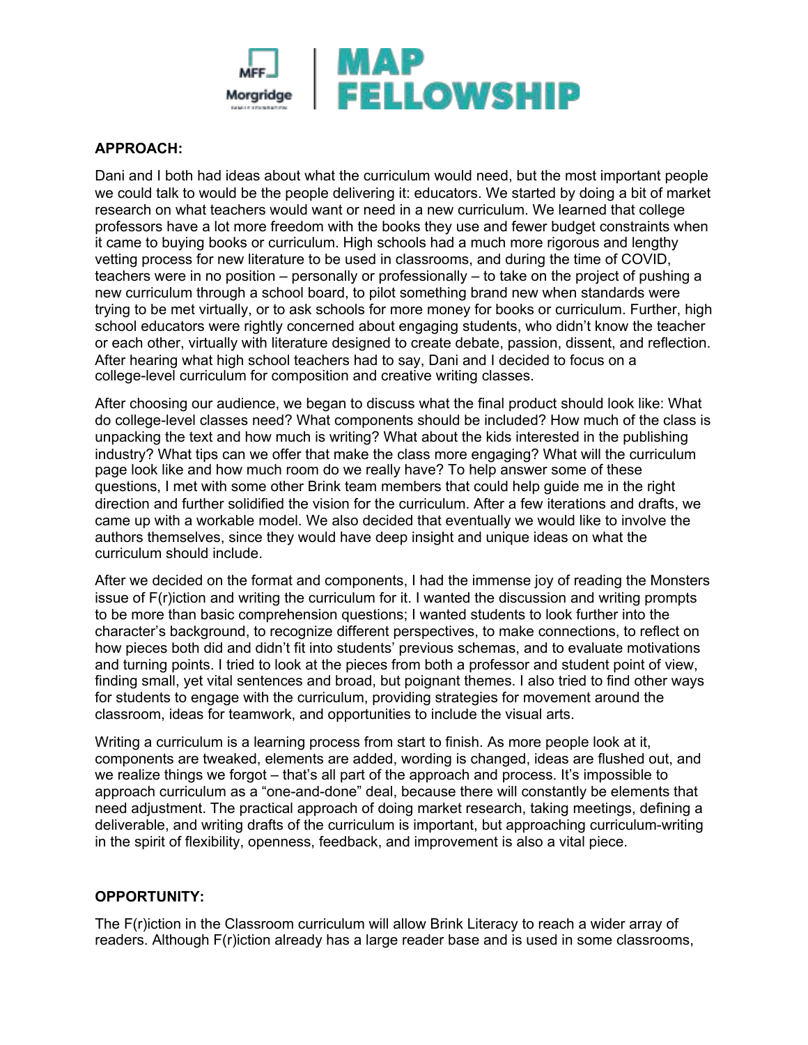**APPROACH:**

Dani and I both had ideas about what the curriculum would need, but the most important people we could talk to would be the people delivering it: educators. We started by doing a bit of market research on what teachers would want or need in a new curriculum. We learned that college professors have a lot more freedom with the books they use and fewer budget constraints when it came to buying books or curriculum. High schools had a much more rigorous and lengthy vetting process for new literature to be used in classrooms, and during the time of COVID, teachers were in no position – personally or professionally – to take on the project of pushing a new curriculum through a school board, to pilot something brand new when standards were trying to be met virtually, or to ask schools for more money for books or curriculum. Further, high school educators were rightly concerned about engaging students, who didn't know the teacher or each other, virtually with literature designed to create debate, passion, dissent, and reflection. After hearing what high school teachers had to say, Dani and I decided to focus on a college-level curriculum for composition and creative writing classes.

After choosing our audience, we began to discuss what the final product should look like: What do college-level classes need? What components should be included? How much of the class is unpacking the text and how much is writing? What about the kids interested in the publishing industry? What tips can we offer that make the class more engaging? What will the curriculum page look like and how much room do we really have? To help answer some of these questions, I met with some other Brink team members that could help guide me in the right direction and further solidified the vision for the curriculum. After a few iterations and drafts, we came up with a workable model. We also decided that eventually we would like to involve the authors themselves, since they would have deep insight and unique ideas on what the curriculum should include.

After we decided on the format and components, I had the immense joy of reading the Monsters issue of F(r)iction and writing the curriculum for it. I wanted the discussion and writing prompts to be more than basic comprehension questions; I wanted students to look further into the character's background, to recognize different perspectives, to make connections, to reflect on how pieces both did and didn't fit into students' previous schemas, and to evaluate motivations and turning points. I tried to look at the pieces from both a professor and student point of view, finding small, yet vital sentences and broad, but poignant themes. I also tried to find other ways for students to engage with the curriculum, providing strategies for movement around the classroom, ideas for teamwork, and opportunities to include the visual arts.

Writing a curriculum is a learning process from start to finish. As more people look at it, components are tweaked, elements are added, wording is changed, ideas are flushed out, and we realize things we forgot – that's all part of the approach and process. It's impossible to approach curriculum as a "one-and-done" deal, because there will constantly be elements that need adjustment. The practical approach of doing market research, taking meetings, defining a deliverable, and writing drafts of the curriculum is important, but approaching curriculum-writing in the spirit of flexibility, openness, feedback, and improvement is also a vital piece.

**OPPORTUNITY:**

The F(r)iction in the Classroom curriculum will allow Brink Literacy to reach a wider array of readers. Although F(r)iction already has a large reader base and is used in some classrooms,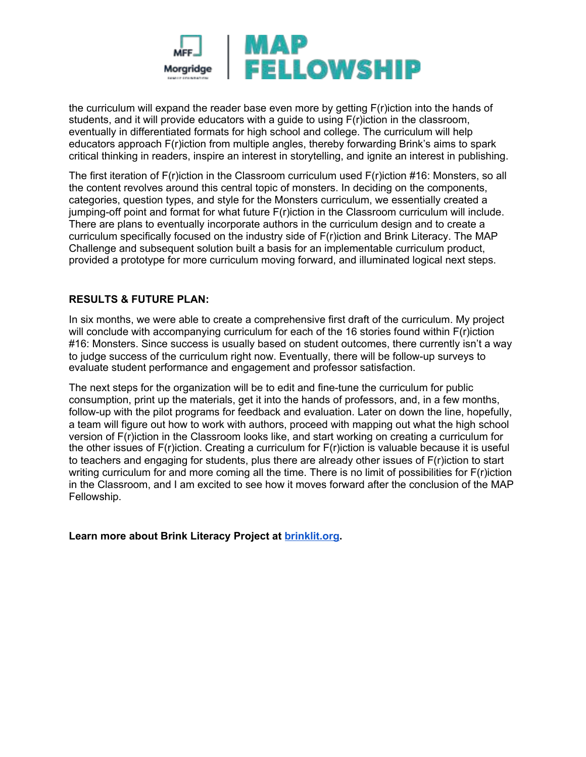the curriculum will expand the reader base even more by getting F(r)iction into the hands of students, and it will provide educators with a guide to using F(r)iction in the classroom, eventually in differentiated formats for high school and college. The curriculum will help educators approach F(r)iction from multiple angles, thereby forwarding Brink's aims to spark critical thinking in readers, inspire an interest in storytelling, and ignite an interest in publishing.

The first iteration of F(r)iction in the Classroom curriculum used F(r)iction #16: Monsters, so all the content revolves around this central topic of monsters. In deciding on the components, categories, question types, and style for the Monsters curriculum, we essentially created a jumping-off point and format for what future F(r)iction in the Classroom curriculum will include. There are plans to eventually incorporate authors in the curriculum design and to create a curriculum specifically focused on the industry side of F(r)iction and Brink Literacy. The MAP Challenge and subsequent solution built a basis for an implementable curriculum product, provided a prototype for more curriculum moving forward, and illuminated logical next steps.

**RESULTS & FUTURE PLAN:**

In six months, we were able to create a comprehensive first draft of the curriculum. My project will conclude with accompanying curriculum for each of the 16 stories found within F(r)iction #16: Monsters. Since success is usually based on student outcomes, there currently isn't a way to judge success of the curriculum right now. Eventually, there will be follow-up surveys to evaluate student performance and engagement and professor satisfaction.

The next steps for the organization will be to edit and fine-tune the curriculum for public consumption, print up the materials, get it into the hands of professors, and, in a few months, follow-up with the pilot programs for feedback and evaluation. Later on down the line, hopefully, a team will figure out how to work with authors, proceed with mapping out what the high school version of F(r)iction in the Classroom looks like, and start working on creating a curriculum for the other issues of F(r)iction. Creating a curriculum for F(r)iction is valuable because it is useful to teachers and engaging for students, plus there are already other issues of F(r)iction to start writing curriculum for and more coming all the time. There is no limit of possibilities for F(r)iction in the Classroom, and I am excited to see how it moves forward after the conclusion of the MAP Fellowship.

**Learn more about Brink Literacy Project at [brinklit.org](https://brinklit.org).**